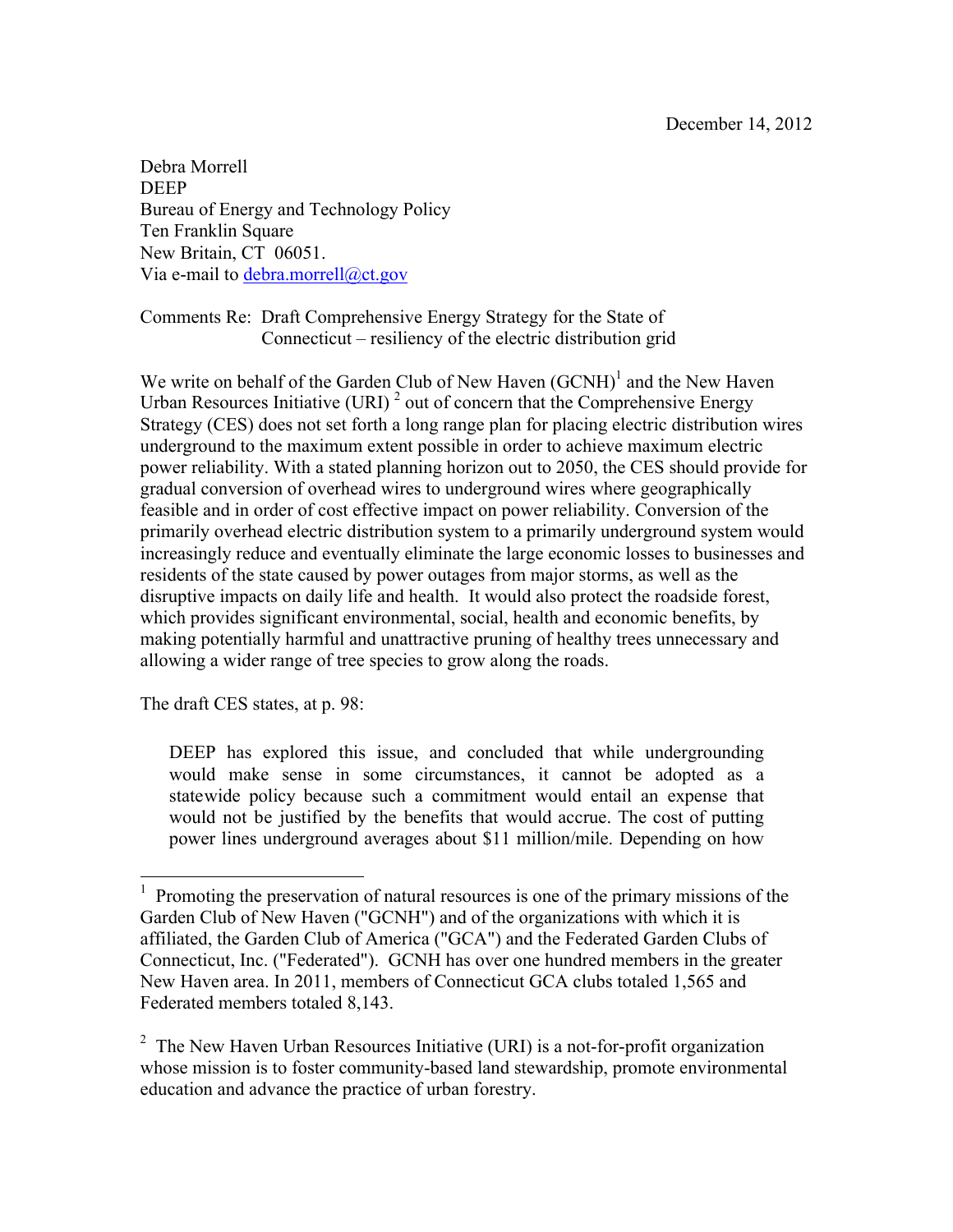December 14, 2012

Debra Morrell
DEEP
Bureau of Energy and Technology Policy
Ten Franklin Square
New Britain, CT 06051.
Via e-mail to debra.morrell@ct.gov

Comments Re: Draft Comprehensive Energy Strategy for the State of Connecticut – resiliency of the electric distribution grid

We write on behalf of the Garden Club of New Haven (GCNH)[1] and the New Haven Urban Resources Initiative (URI) [2] out of concern that the Comprehensive Energy Strategy (CES) does not set forth a long range plan for placing electric distribution wires underground to the maximum extent possible in order to achieve maximum electric power reliability. With a stated planning horizon out to 2050, the CES should provide for gradual conversion of overhead wires to underground wires where geographically feasible and in order of cost effective impact on power reliability. Conversion of the primarily overhead electric distribution system to a primarily underground system would increasingly reduce and eventually eliminate the large economic losses to businesses and residents of the state caused by power outages from major storms, as well as the disruptive impacts on daily life and health. It would also protect the roadside forest, which provides significant environmental, social, health and economic benefits, by making potentially harmful and unattractive pruning of healthy trees unnecessary and allowing a wider range of tree species to grow along the roads.

The draft CES states, at p. 98:

> DEEP has explored this issue, and concluded that while undergrounding would make sense in some circumstances, it cannot be adopted as a statewide policy because such a commitment would entail an expense that would not be justified by the benefits that would accrue. The cost of putting power lines underground averages about $11 million/mile. Depending on how

---

[1] Promoting the preservation of natural resources is one of the primary missions of the Garden Club of New Haven ("GCNH") and of the organizations with which it is affiliated, the Garden Club of America ("GCA") and the Federated Garden Clubs of Connecticut, Inc. ("Federated"). GCNH has over one hundred members in the greater New Haven area. In 2011, members of Connecticut GCA clubs totaled 1,565 and Federated members totaled 8,143.

[2] The New Haven Urban Resources Initiative (URI) is a not-for-profit organization whose mission is to foster community-based land stewardship, promote environmental education and advance the practice of urban forestry.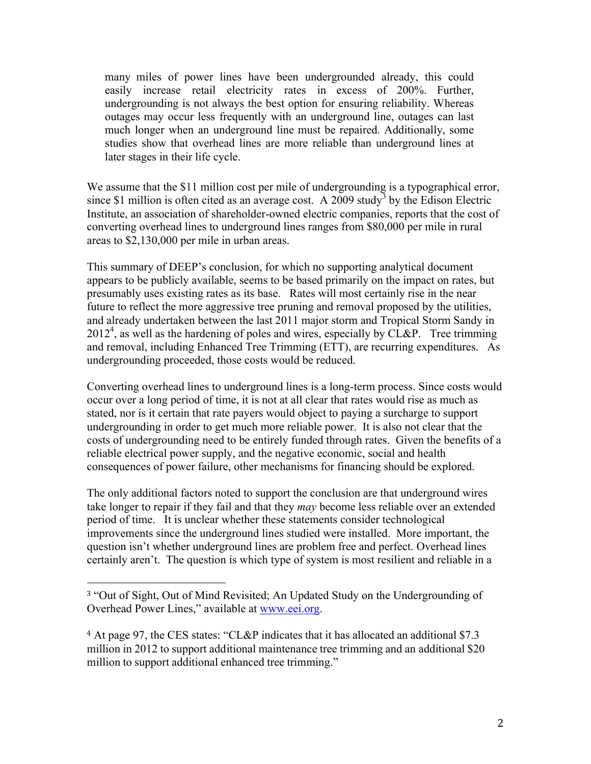> many miles of power lines have been undergrounded already, this could easily increase retail electricity rates in excess of 200%. Further, undergrounding is not always the best option for ensuring reliability. Whereas outages may occur less frequently with an underground line, outages can last much longer when an underground line must be repaired. Additionally, some studies show that overhead lines are more reliable than underground lines at later stages in their life cycle.

We assume that the $11 million cost per mile of undergrounding is a typographical error, since $1 million is often cited as an average cost. A 2009 study[3] by the Edison Electric Institute, an association of shareholder-owned electric companies, reports that the cost of converting overhead lines to underground lines ranges from $80,000 per mile in rural areas to $2,130,000 per mile in urban areas.

This summary of DEEP's conclusion, for which no supporting analytical document appears to be publicly available, seems to be based primarily on the impact on rates, but presumably uses existing rates as its base. Rates will most certainly rise in the near future to reflect the more aggressive tree pruning and removal proposed by the utilities, and already undertaken between the last 2011 major storm and Tropical Storm Sandy in 2012[4], as well as the hardening of poles and wires, especially by CL&P. Tree trimming and removal, including Enhanced Tree Trimming (ETT), are recurring expenditures. As undergrounding proceeded, those costs would be reduced.

Converting overhead lines to underground lines is a long-term process. Since costs would occur over a long period of time, it is not at all clear that rates would rise as much as stated, nor is it certain that rate payers would object to paying a surcharge to support undergrounding in order to get much more reliable power. It is also not clear that the costs of undergrounding need to be entirely funded through rates. Given the benefits of a reliable electrical power supply, and the negative economic, social and health consequences of power failure, other mechanisms for financing should be explored.

The only additional factors noted to support the conclusion are that underground wires take longer to repair if they fail and that they *may* become less reliable over an extended period of time. It is unclear whether these statements consider technological improvements since the underground lines studied were installed. More important, the question isn't whether underground lines are problem free and perfect. Overhead lines certainly aren't. The question is which type of system is most resilient and reliable in a

---

[3] "Out of Sight, Out of Mind Revisited; An Updated Study on the Undergrounding of Overhead Power Lines," available at [www.eei.org](http://www.eei.org).

[4] At page 97, the CES states: "CL&P indicates that it has allocated an additional $7.3 million in 2012 to support additional maintenance tree trimming and an additional $20 million to support additional enhanced tree trimming."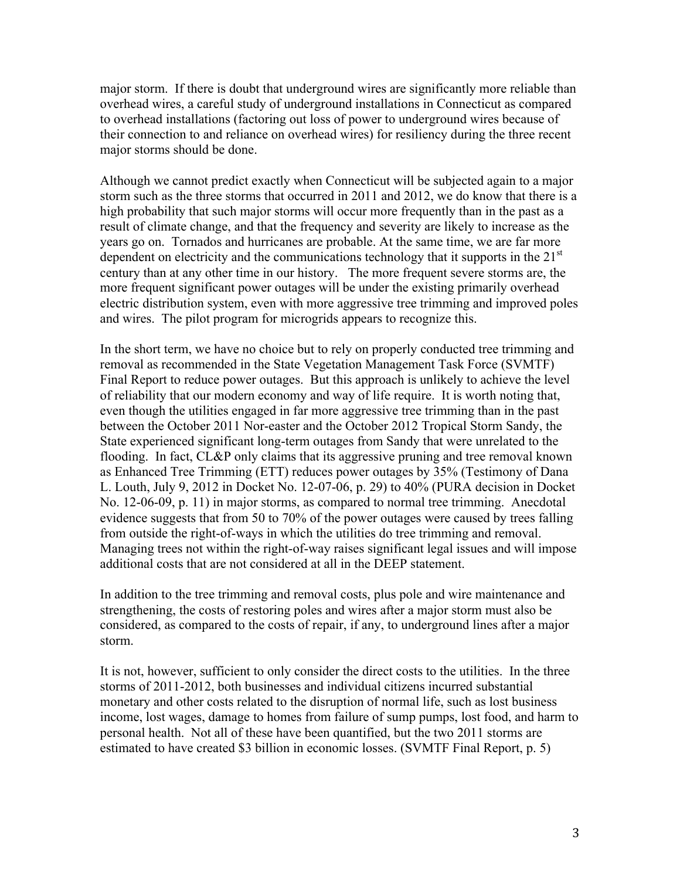major storm. If there is doubt that underground wires are significantly more reliable than overhead wires, a careful study of underground installations in Connecticut as compared to overhead installations (factoring out loss of power to underground wires because of their connection to and reliance on overhead wires) for resiliency during the three recent major storms should be done.

Although we cannot predict exactly when Connecticut will be subjected again to a major storm such as the three storms that occurred in 2011 and 2012, we do know that there is a high probability that such major storms will occur more frequently than in the past as a result of climate change, and that the frequency and severity are likely to increase as the years go on. Tornados and hurricanes are probable. At the same time, we are far more dependent on electricity and the communications technology that it supports in the 21st century than at any other time in our history. The more frequent severe storms are, the more frequent significant power outages will be under the existing primarily overhead electric distribution system, even with more aggressive tree trimming and improved poles and wires. The pilot program for microgrids appears to recognize this.

In the short term, we have no choice but to rely on properly conducted tree trimming and removal as recommended in the State Vegetation Management Task Force (SVMTF) Final Report to reduce power outages. But this approach is unlikely to achieve the level of reliability that our modern economy and way of life require. It is worth noting that, even though the utilities engaged in far more aggressive tree trimming than in the past between the October 2011 Nor-easter and the October 2012 Tropical Storm Sandy, the State experienced significant long-term outages from Sandy that were unrelated to the flooding. In fact, CL&P only claims that its aggressive pruning and tree removal known as Enhanced Tree Trimming (ETT) reduces power outages by 35% (Testimony of Dana L. Louth, July 9, 2012 in Docket No. 12-07-06, p. 29) to 40% (PURA decision in Docket No. 12-06-09, p. 11) in major storms, as compared to normal tree trimming. Anecdotal evidence suggests that from 50 to 70% of the power outages were caused by trees falling from outside the right-of-ways in which the utilities do tree trimming and removal. Managing trees not within the right-of-way raises significant legal issues and will impose additional costs that are not considered at all in the DEEP statement.

In addition to the tree trimming and removal costs, plus pole and wire maintenance and strengthening, the costs of restoring poles and wires after a major storm must also be considered, as compared to the costs of repair, if any, to underground lines after a major storm.

It is not, however, sufficient to only consider the direct costs to the utilities. In the three storms of 2011-2012, both businesses and individual citizens incurred substantial monetary and other costs related to the disruption of normal life, such as lost business income, lost wages, damage to homes from failure of sump pumps, lost food, and harm to personal health. Not all of these have been quantified, but the two 2011 storms are estimated to have created $3 billion in economic losses. (SVMTF Final Report, p. 5)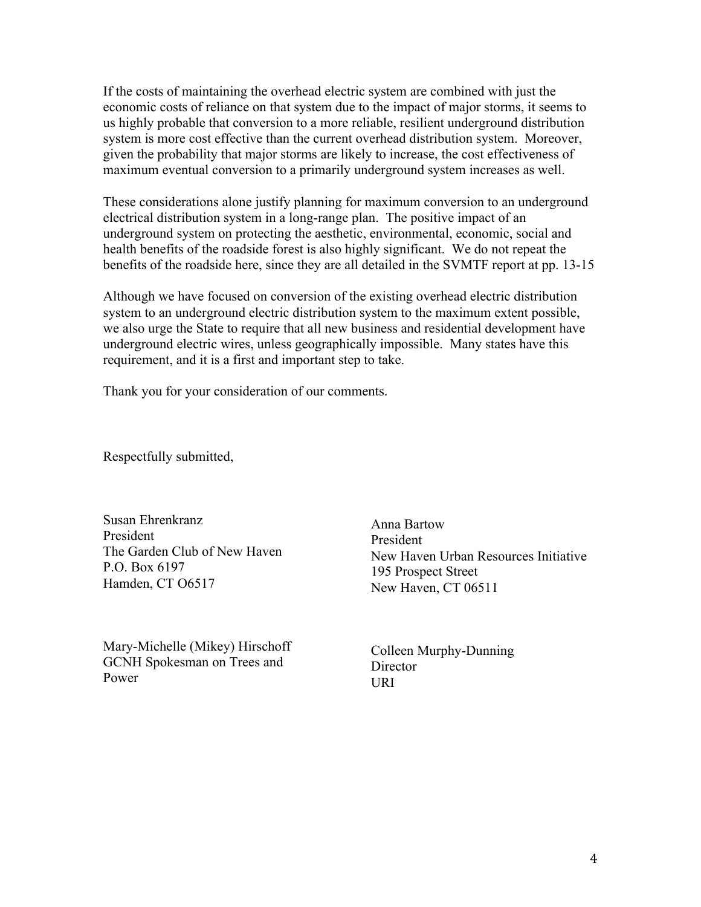If the costs of maintaining the overhead electric system are combined with just the economic costs of reliance on that system due to the impact of major storms, it seems to us highly probable that conversion to a more reliable, resilient underground distribution system is more cost effective than the current overhead distribution system. Moreover, given the probability that major storms are likely to increase, the cost effectiveness of maximum eventual conversion to a primarily underground system increases as well.

These considerations alone justify planning for maximum conversion to an underground electrical distribution system in a long-range plan. The positive impact of an underground system on protecting the aesthetic, environmental, economic, social and health benefits of the roadside forest is also highly significant. We do not repeat the benefits of the roadside here, since they are all detailed in the SVMTF report at pp. 13-15

Although we have focused on conversion of the existing overhead electric distribution system to an underground electric distribution system to the maximum extent possible, we also urge the State to require that all new business and residential development have underground electric wires, unless geographically impossible. Many states have this requirement, and it is a first and important step to take.

Thank you for your consideration of our comments.

Respectfully submitted,

Susan Ehrenkranz
President
The Garden Club of New Haven
P.O. Box 6197
Hamden, CT O6517

Anna Bartow
President
New Haven Urban Resources Initiative
195 Prospect Street
New Haven, CT 06511

Mary-Michelle (Mikey) Hirschoff
GCNH Spokesman on Trees and Power

Colleen Murphy-Dunning
Director
URI